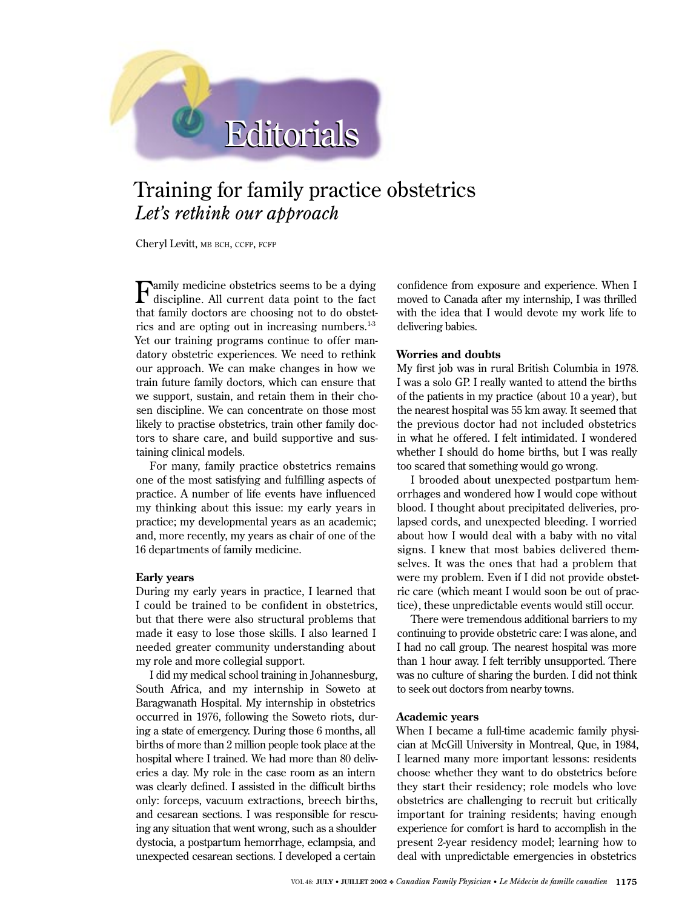# Editorials

## Training for family practice obstetrics
### *Let's rethink our approach*

Cheryl Levitt, MB BCH, CCFP, FCFP

Family medicine obstetrics seems to be a dying discipline. All current data point to the fact that family doctors are choosing not to do obstetrics and are opting out in increasing numbers.[1-3] Yet our training programs continue to offer mandatory obstetric experiences. We need to rethink our approach. We can make changes in how we train future family doctors, which can ensure that we support, sustain, and retain them in their chosen discipline. We can concentrate on those most likely to practise obstetrics, train other family doctors to share care, and build supportive and sustaining clinical models.

For many, family practice obstetrics remains one of the most satisfying and fulfilling aspects of practice. A number of life events have influenced my thinking about this issue: my early years in practice; my developmental years as an academic; and, more recently, my years as chair of one of the 16 departments of family medicine.

**Early years**

During my early years in practice, I learned that I could be trained to be confident in obstetrics, but that there were also structural problems that made it easy to lose those skills. I also learned I needed greater community understanding about my role and more collegial support.

I did my medical school training in Johannesburg, South Africa, and my internship in Soweto at Baragwanath Hospital. My internship in obstetrics occurred in 1976, following the Soweto riots, during a state of emergency. During those 6 months, all births of more than 2 million people took place at the hospital where I trained. We had more than 80 deliveries a day. My role in the case room as an intern was clearly defined. I assisted in the difficult births only: forceps, vacuum extractions, breech births, and cesarean sections. I was responsible for rescuing any situation that went wrong, such as a shoulder dystocia, a postpartum hemorrhage, eclampsia, and unexpected cesarean sections. I developed a certain confidence from exposure and experience. When I moved to Canada after my internship, I was thrilled with the idea that I would devote my work life to delivering babies.

**Worries and doubts**

My first job was in rural British Columbia in 1978. I was a solo GP. I really wanted to attend the births of the patients in my practice (about 10 a year), but the nearest hospital was 55 km away. It seemed that the previous doctor had not included obstetrics in what he offered. I felt intimidated. I wondered whether I should do home births, but I was really too scared that something would go wrong.

I brooded about unexpected postpartum hemorrhages and wondered how I would cope without blood. I thought about precipitated deliveries, prolapsed cords, and unexpected bleeding. I worried about how I would deal with a baby with no vital signs. I knew that most babies delivered themselves. It was the ones that had a problem that were my problem. Even if I did not provide obstetric care (which meant I would soon be out of practice), these unpredictable events would still occur.

There were tremendous additional barriers to my continuing to provide obstetric care: I was alone, and I had no call group. The nearest hospital was more than 1 hour away. I felt terribly unsupported. There was no culture of sharing the burden. I did not think to seek out doctors from nearby towns.

**Academic years**

When I became a full-time academic family physician at McGill University in Montreal, Que, in 1984, I learned many more important lessons: residents choose whether they want to do obstetrics before they start their residency; role models who love obstetrics are challenging to recruit but critically important for training residents; having enough experience for comfort is hard to accomplish in the present 2-year residency model; learning how to deal with unpredictable emergencies in obstetrics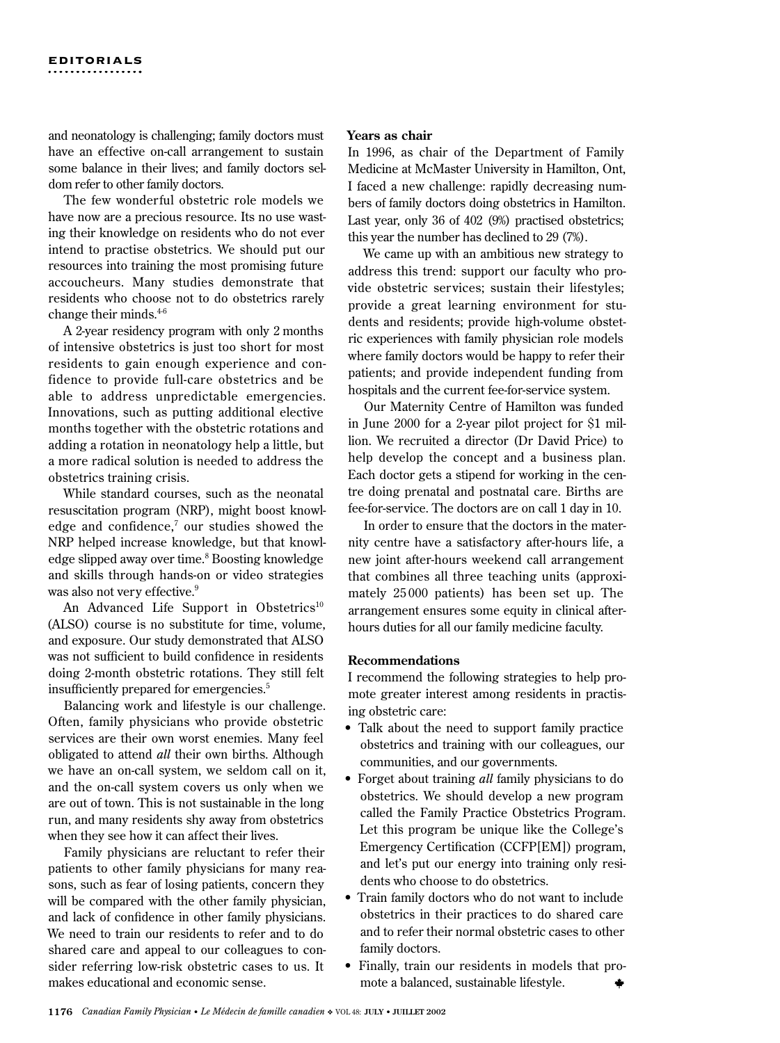and neonatology is challenging; family doctors must have an effective on-call arrangement to sustain some balance in their lives; and family doctors seldom refer to other family doctors.

The few wonderful obstetric role models we have now are a precious resource. Its no use wasting their knowledge on residents who do not ever intend to practise obstetrics. We should put our resources into training the most promising future accoucheurs. Many studies demonstrate that residents who choose not to do obstetrics rarely change their minds.[4-6]

A 2-year residency program with only 2 months of intensive obstetrics is just too short for most residents to gain enough experience and confidence to provide full-care obstetrics and be able to address unpredictable emergencies. Innovations, such as putting additional elective months together with the obstetric rotations and adding a rotation in neonatology help a little, but a more radical solution is needed to address the obstetrics training crisis.

While standard courses, such as the neonatal resuscitation program (NRP), might boost knowledge and confidence,[7] our studies showed the NRP helped increase knowledge, but that knowledge slipped away over time.[8] Boosting knowledge and skills through hands-on or video strategies was also not very effective.[9]

An Advanced Life Support in Obstetrics[10] (ALSO) course is no substitute for time, volume, and exposure. Our study demonstrated that ALSO was not sufficient to build confidence in residents doing 2-month obstetric rotations. They still felt insufficiently prepared for emergencies.[5]

Balancing work and lifestyle is our challenge. Often, family physicians who provide obstetric services are their own worst enemies. Many feel obligated to attend *all* their own births. Although we have an on-call system, we seldom call on it, and the on-call system covers us only when we are out of town. This is not sustainable in the long run, and many residents shy away from obstetrics when they see how it can affect their lives.

Family physicians are reluctant to refer their patients to other family physicians for many reasons, such as fear of losing patients, concern they will be compared with the other family physician, and lack of confidence in other family physicians. We need to train our residents to refer and to do shared care and appeal to our colleagues to consider referring low-risk obstetric cases to us. It makes educational and economic sense.

**Years as chair**

In 1996, as chair of the Department of Family Medicine at McMaster University in Hamilton, Ont, I faced a new challenge: rapidly decreasing numbers of family doctors doing obstetrics in Hamilton. Last year, only 36 of 402 (9%) practised obstetrics; this year the number has declined to 29 (7%).

We came up with an ambitious new strategy to address this trend: support our faculty who provide obstetric services; sustain their lifestyles; provide a great learning environment for students and residents; provide high-volume obstetric experiences with family physician role models where family doctors would be happy to refer their patients; and provide independent funding from hospitals and the current fee-for-service system.

Our Maternity Centre of Hamilton was funded in June 2000 for a 2-year pilot project for $1 million. We recruited a director (Dr David Price) to help develop the concept and a business plan. Each doctor gets a stipend for working in the centre doing prenatal and postnatal care. Births are fee-for-service. The doctors are on call 1 day in 10.

In order to ensure that the doctors in the maternity centre have a satisfactory after-hours life, a new joint after-hours weekend call arrangement that combines all three teaching units (approximately 25 000 patients) has been set up. The arrangement ensures some equity in clinical after-hours duties for all our family medicine faculty.

**Recommendations**

I recommend the following strategies to help promote greater interest among residents in practising obstetric care:

- Talk about the need to support family practice obstetrics and training with our colleagues, our communities, and our governments.
- Forget about training *all* family physicians to do obstetrics. We should develop a new program called the Family Practice Obstetrics Program. Let this program be unique like the College's Emergency Certification (CCFP[EM]) program, and let's put our energy into training only residents who choose to do obstetrics.
- Train family doctors who do not want to include obstetrics in their practices to do shared care and to refer their normal obstetric cases to other family doctors.
- Finally, train our residents in models that promote a balanced, sustainable lifestyle.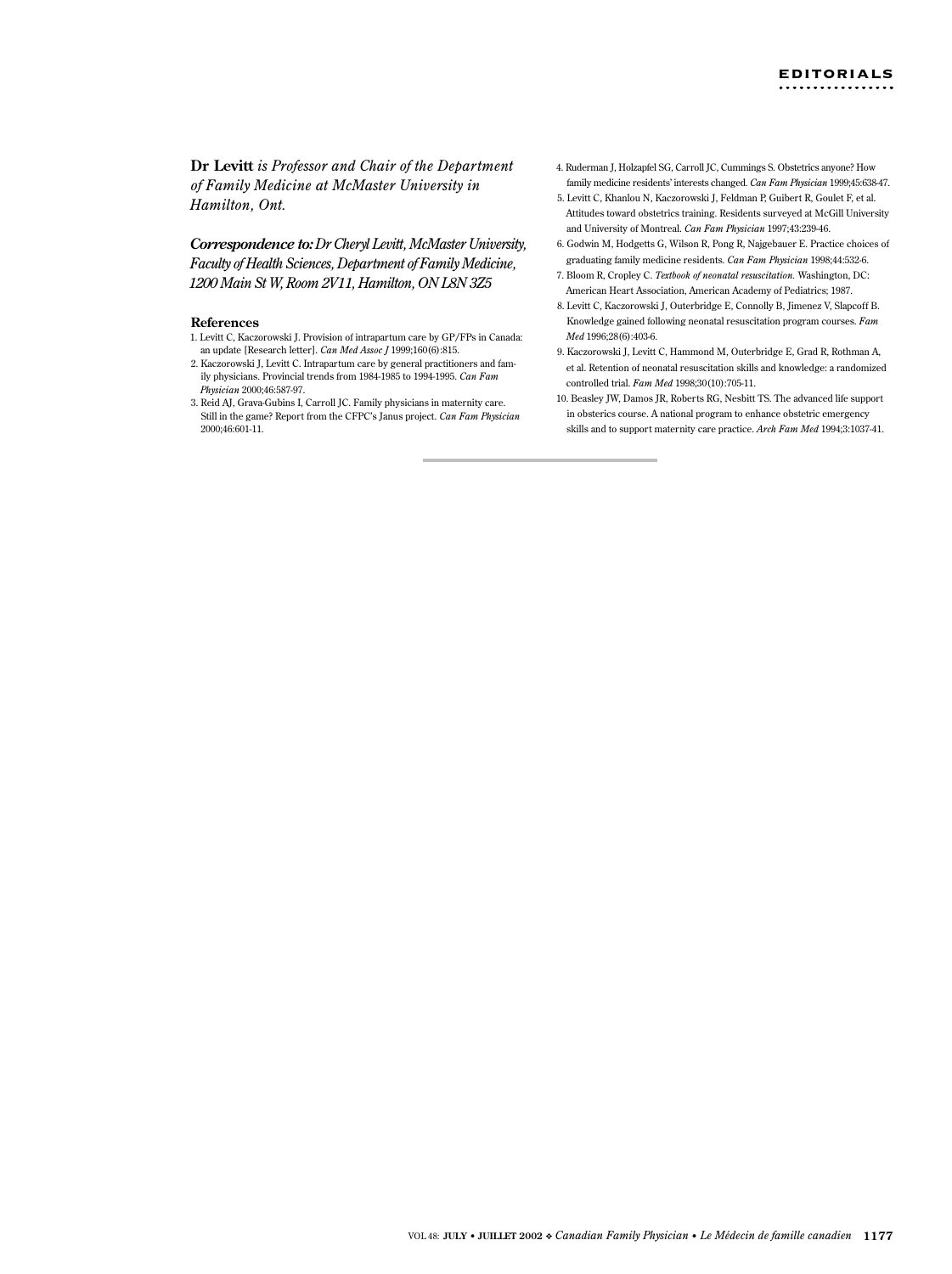**Dr Levitt** *is Professor and Chair of the Department of Family Medicine at McMaster University in Hamilton, Ont.*

***Correspondence to:*** *Dr Cheryl Levitt, McMaster University, Faculty of Health Sciences, Department of Family Medicine, 1200 Main St W, Room 2V11, Hamilton, ON L8N 3Z5*

**References**

1. Levitt C, Kaczorowski J. Provision of intrapartum care by GP/FPs in Canada: an update [Research letter]. *Can Med Assoc J* 1999;160(6):815.
2. Kaczorowski J, Levitt C. Intrapartum care by general practitioners and family physicians. Provincial trends from 1984-1985 to 1994-1995. *Can Fam Physician* 2000;46:587-97.
3. Reid AJ, Grava-Gubins I, Carroll JC. Family physicians in maternity care. Still in the game? Report from the CFPC's Janus project. *Can Fam Physician* 2000;46:601-11.
4. Ruderman J, Holzapfel SG, Carroll JC, Cummings S. Obstetrics anyone? How family medicine residents' interests changed. *Can Fam Physician* 1999;45:638-47.
5. Levitt C, Khanlou N, Kaczorowski J, Feldman P, Guibert R, Goulet F, et al. Attitudes toward obstetrics training. Residents surveyed at McGill University and University of Montreal. *Can Fam Physician* 1997;43:239-46.
6. Godwin M, Hodgetts G, Wilson R, Pong R, Najgebauer E. Practice choices of graduating family medicine residents. *Can Fam Physician* 1998;44:532-6.
7. Bloom R, Cropley C. *Textbook of neonatal resuscitation.* Washington, DC: American Heart Association, American Academy of Pediatrics; 1987.
8. Levitt C, Kaczorowski J, Outerbridge E, Connolly B, Jimenez V, Slapcoff B. Knowledge gained following neonatal resuscitation program courses. *Fam Med* 1996;28(6):403-6.
9. Kaczorowski J, Levitt C, Hammond M, Outerbridge E, Grad R, Rothman A, et al. Retention of neonatal resuscitation skills and knowledge: a randomized controlled trial. *Fam Med* 1998;30(10):705-11.
10. Beasley JW, Damos JR, Roberts RG, Nesbitt TS. The advanced life support in obstetrics course. A national program to enhance obstetric emergency skills and to support maternity care practice. *Arch Fam Med* 1994;3:1037-41.